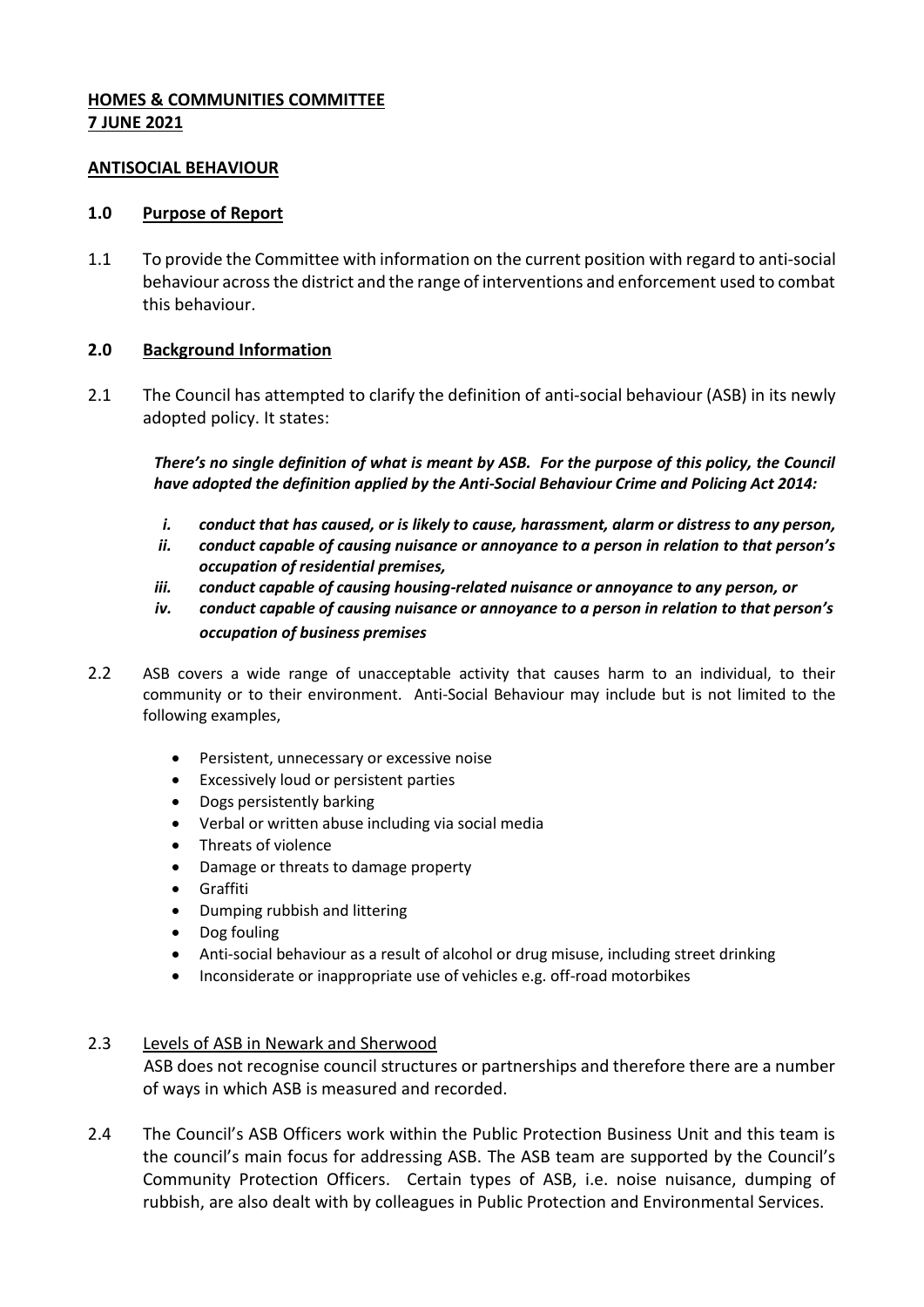**HOMES & COMMUNITIES COMMITTEE**
**7 JUNE 2021**

## ANTISOCIAL BEHAVIOUR

### 1.0 Purpose of Report

1.1 To provide the Committee with information on the current position with regard to anti-social behaviour across the district and the range of interventions and enforcement used to combat this behaviour.

### 2.0 Background Information

2.1 The Council has attempted to clarify the definition of anti-social behaviour (ASB) in its newly adopted policy. It states:

> ***There's no single definition of what is meant by ASB. For the purpose of this policy, the Council have adopted the definition applied by the Anti-Social Behaviour Crime and Policing Act 2014:***
>
> ***i. conduct that has caused, or is likely to cause, harassment, alarm or distress to any person,***
> ***ii. conduct capable of causing nuisance or annoyance to a person in relation to that person's occupation of residential premises,***
> ***iii. conduct capable of causing housing-related nuisance or annoyance to any person, or***
> ***iv. conduct capable of causing nuisance or annoyance to a person in relation to that person's occupation of business premises***

2.2 ASB covers a wide range of unacceptable activity that causes harm to an individual, to their community or to their environment. Anti-Social Behaviour may include but is not limited to the following examples,

- Persistent, unnecessary or excessive noise
- Excessively loud or persistent parties
- Dogs persistently barking
- Verbal or written abuse including via social media
- Threats of violence
- Damage or threats to damage property
- Graffiti
- Dumping rubbish and littering
- Dog fouling
- Anti-social behaviour as a result of alcohol or drug misuse, including street drinking
- Inconsiderate or inappropriate use of vehicles e.g. off-road motorbikes

2.3 Levels of ASB in Newark and Sherwood
ASB does not recognise council structures or partnerships and therefore there are a number of ways in which ASB is measured and recorded.

2.4 The Council's ASB Officers work within the Public Protection Business Unit and this team is the council's main focus for addressing ASB. The ASB team are supported by the Council's Community Protection Officers. Certain types of ASB, i.e. noise nuisance, dumping of rubbish, are also dealt with by colleagues in Public Protection and Environmental Services.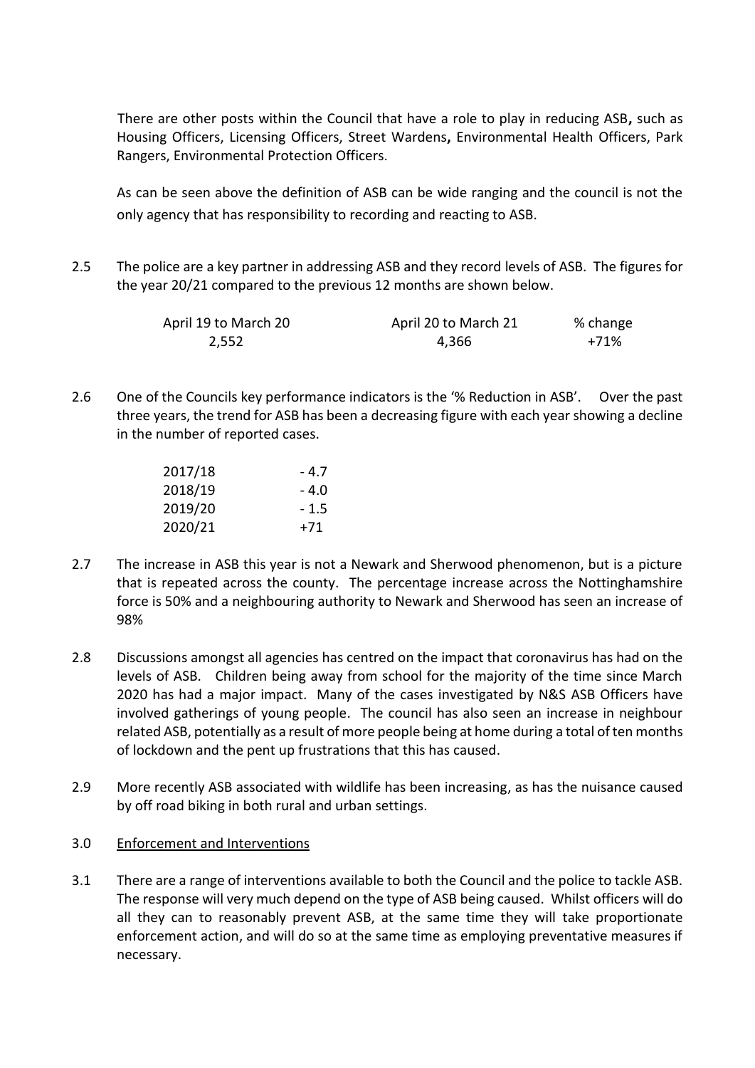There are other posts within the Council that have a role to play in reducing ASB**,** such as Housing Officers, Licensing Officers, Street Wardens**,** Environmental Health Officers, Park Rangers, Environmental Protection Officers.

As can be seen above the definition of ASB can be wide ranging and the council is not the only agency that has responsibility to recording and reacting to ASB.

2.5 The police are a key partner in addressing ASB and they record levels of ASB. The figures for the year 20/21 compared to the previous 12 months are shown below.

| April 19 to March 20 | April 20 to March 21 | % change |
|---|---|---|
| 2,552 | 4,366 | +71% |

2.6 One of the Councils key performance indicators is the '% Reduction in ASB'. Over the past three years, the trend for ASB has been a decreasing figure with each year showing a decline in the number of reported cases.

| | |
|---|---|
| 2017/18 | - 4.7 |
| 2018/19 | - 4.0 |
| 2019/20 | - 1.5 |
| 2020/21 | +71 |

2.7 The increase in ASB this year is not a Newark and Sherwood phenomenon, but is a picture that is repeated across the county. The percentage increase across the Nottinghamshire force is 50% and a neighbouring authority to Newark and Sherwood has seen an increase of 98%

2.8 Discussions amongst all agencies has centred on the impact that coronavirus has had on the levels of ASB. Children being away from school for the majority of the time since March 2020 has had a major impact. Many of the cases investigated by N&S ASB Officers have involved gatherings of young people. The council has also seen an increase in neighbour related ASB, potentially as a result of more people being at home during a total of ten months of lockdown and the pent up frustrations that this has caused.

2.9 More recently ASB associated with wildlife has been increasing, as has the nuisance caused by off road biking in both rural and urban settings.

3.0 Enforcement and Interventions

3.1 There are a range of interventions available to both the Council and the police to tackle ASB. The response will very much depend on the type of ASB being caused. Whilst officers will do all they can to reasonably prevent ASB, at the same time they will take proportionate enforcement action, and will do so at the same time as employing preventative measures if necessary.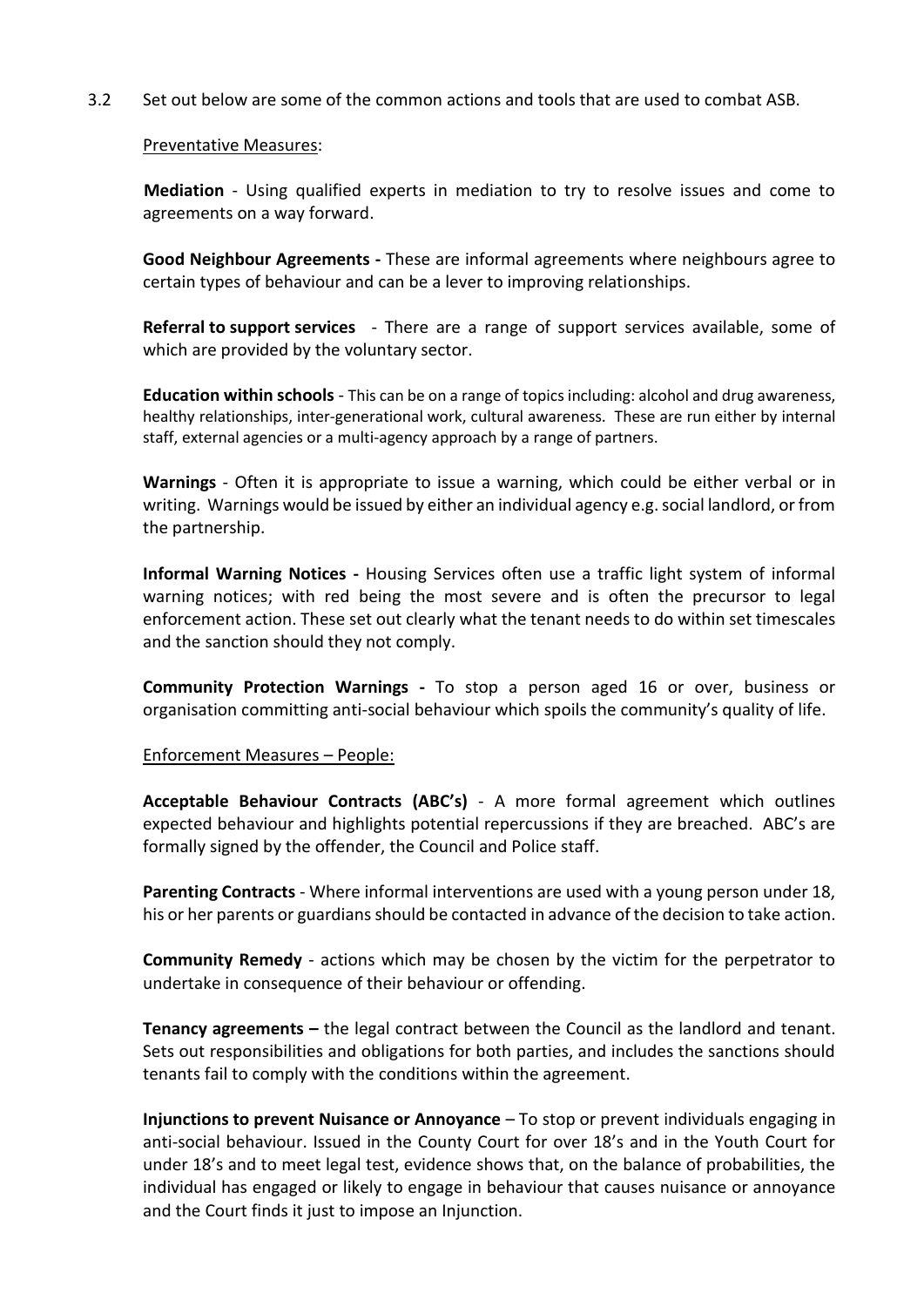3.2 Set out below are some of the common actions and tools that are used to combat ASB.

Preventative Measures:

**Mediation** - Using qualified experts in mediation to try to resolve issues and come to agreements on a way forward.

**Good Neighbour Agreements -** These are informal agreements where neighbours agree to certain types of behaviour and can be a lever to improving relationships.

**Referral to support services** - There are a range of support services available, some of which are provided by the voluntary sector.

**Education within schools** - This can be on a range of topics including: alcohol and drug awareness, healthy relationships, inter-generational work, cultural awareness. These are run either by internal staff, external agencies or a multi-agency approach by a range of partners.

**Warnings** - Often it is appropriate to issue a warning, which could be either verbal or in writing. Warnings would be issued by either an individual agency e.g. social landlord, or from the partnership.

**Informal Warning Notices -** Housing Services often use a traffic light system of informal warning notices; with red being the most severe and is often the precursor to legal enforcement action. These set out clearly what the tenant needs to do within set timescales and the sanction should they not comply.

**Community Protection Warnings -** To stop a person aged 16 or over, business or organisation committing anti-social behaviour which spoils the community's quality of life.

Enforcement Measures – People:

**Acceptable Behaviour Contracts (ABC's)** - A more formal agreement which outlines expected behaviour and highlights potential repercussions if they are breached. ABC's are formally signed by the offender, the Council and Police staff.

**Parenting Contracts** - Where informal interventions are used with a young person under 18, his or her parents or guardians should be contacted in advance of the decision to take action.

**Community Remedy** - actions which may be chosen by the victim for the perpetrator to undertake in consequence of their behaviour or offending.

**Tenancy agreements –** the legal contract between the Council as the landlord and tenant. Sets out responsibilities and obligations for both parties, and includes the sanctions should tenants fail to comply with the conditions within the agreement.

**Injunctions to prevent Nuisance or Annoyance** – To stop or prevent individuals engaging in anti-social behaviour. Issued in the County Court for over 18's and in the Youth Court for under 18's and to meet legal test, evidence shows that, on the balance of probabilities, the individual has engaged or likely to engage in behaviour that causes nuisance or annoyance and the Court finds it just to impose an Injunction.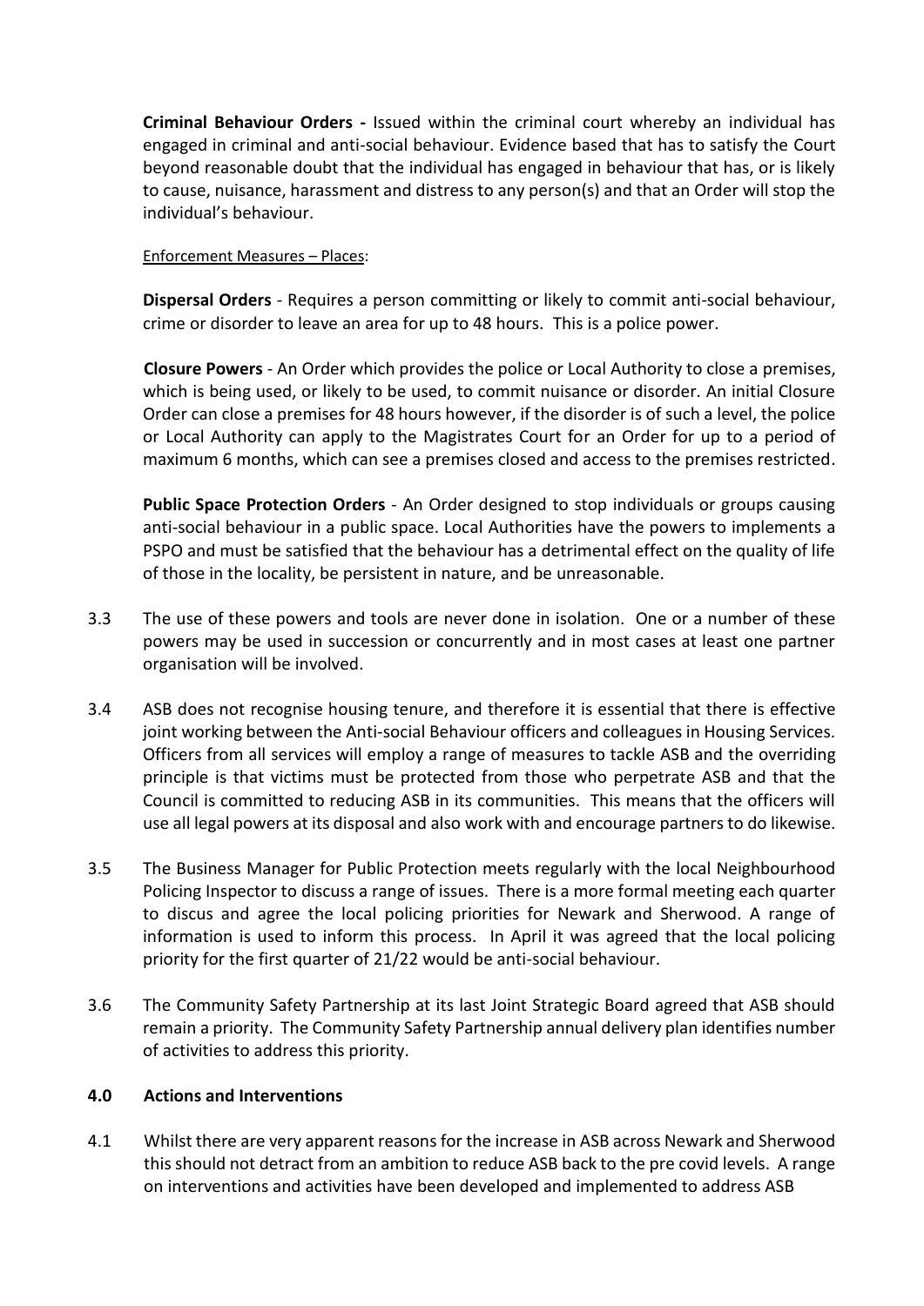**Criminal Behaviour Orders -** Issued within the criminal court whereby an individual has engaged in criminal and anti-social behaviour. Evidence based that has to satisfy the Court beyond reasonable doubt that the individual has engaged in behaviour that has, or is likely to cause, nuisance, harassment and distress to any person(s) and that an Order will stop the individual's behaviour.

Enforcement Measures – Places:

**Dispersal Orders** - Requires a person committing or likely to commit anti-social behaviour, crime or disorder to leave an area for up to 48 hours. This is a police power.

**Closure Powers** - An Order which provides the police or Local Authority to close a premises, which is being used, or likely to be used, to commit nuisance or disorder. An initial Closure Order can close a premises for 48 hours however, if the disorder is of such a level, the police or Local Authority can apply to the Magistrates Court for an Order for up to a period of maximum 6 months, which can see a premises closed and access to the premises restricted.

**Public Space Protection Orders** - An Order designed to stop individuals or groups causing anti-social behaviour in a public space. Local Authorities have the powers to implements a PSPO and must be satisfied that the behaviour has a detrimental effect on the quality of life of those in the locality, be persistent in nature, and be unreasonable.

3.3 The use of these powers and tools are never done in isolation. One or a number of these powers may be used in succession or concurrently and in most cases at least one partner organisation will be involved.

3.4 ASB does not recognise housing tenure, and therefore it is essential that there is effective joint working between the Anti-social Behaviour officers and colleagues in Housing Services. Officers from all services will employ a range of measures to tackle ASB and the overriding principle is that victims must be protected from those who perpetrate ASB and that the Council is committed to reducing ASB in its communities. This means that the officers will use all legal powers at its disposal and also work with and encourage partners to do likewise.

3.5 The Business Manager for Public Protection meets regularly with the local Neighbourhood Policing Inspector to discuss a range of issues. There is a more formal meeting each quarter to discus and agree the local policing priorities for Newark and Sherwood. A range of information is used to inform this process. In April it was agreed that the local policing priority for the first quarter of 21/22 would be anti-social behaviour.

3.6 The Community Safety Partnership at its last Joint Strategic Board agreed that ASB should remain a priority. The Community Safety Partnership annual delivery plan identifies number of activities to address this priority.

## 4.0 Actions and Interventions

4.1 Whilst there are very apparent reasons for the increase in ASB across Newark and Sherwood this should not detract from an ambition to reduce ASB back to the pre covid levels. A range on interventions and activities have been developed and implemented to address ASB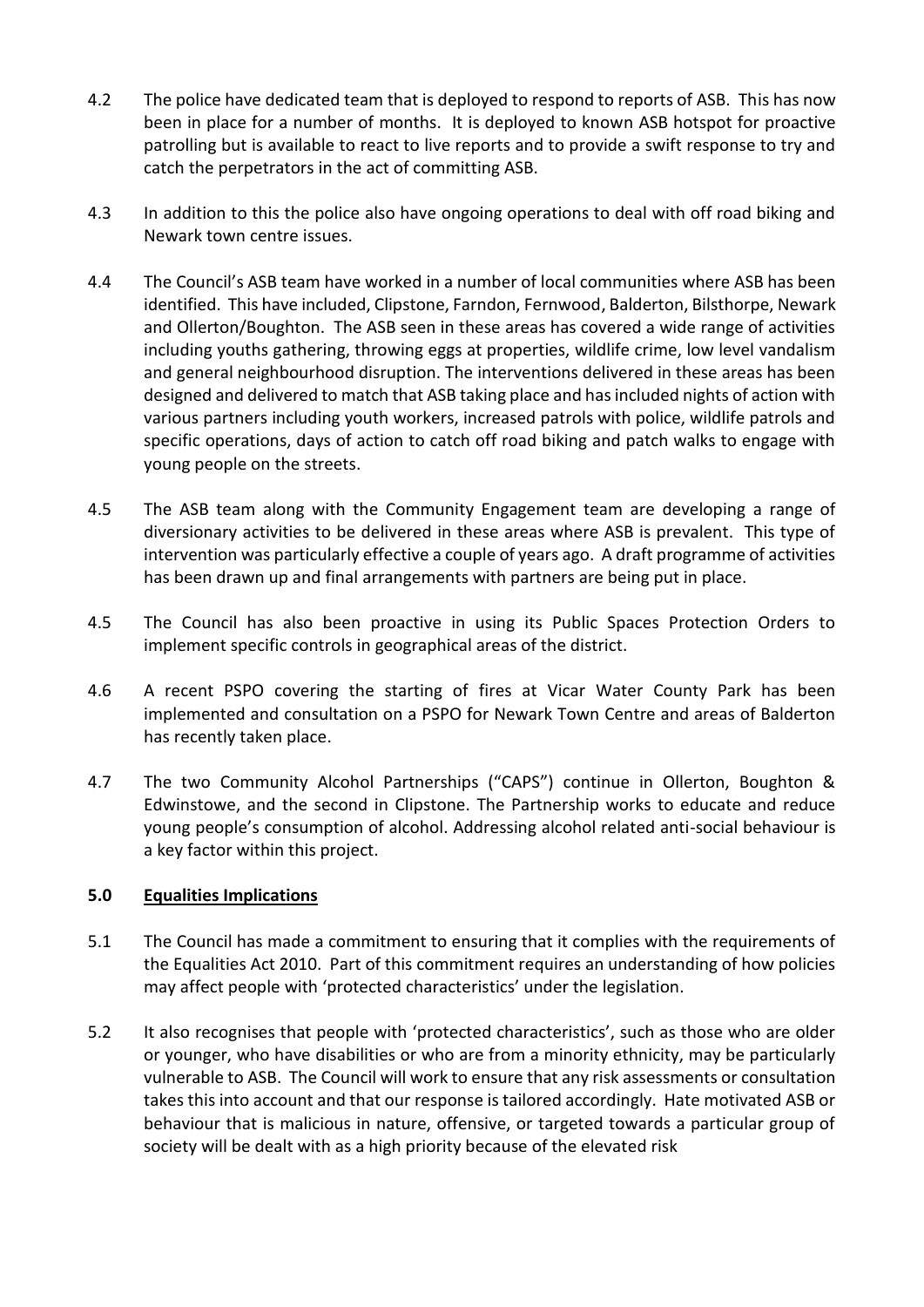4.2 The police have dedicated team that is deployed to respond to reports of ASB. This has now been in place for a number of months. It is deployed to known ASB hotspot for proactive patrolling but is available to react to live reports and to provide a swift response to try and catch the perpetrators in the act of committing ASB.

4.3 In addition to this the police also have ongoing operations to deal with off road biking and Newark town centre issues.

4.4 The Council's ASB team have worked in a number of local communities where ASB has been identified. This have included, Clipstone, Farndon, Fernwood, Balderton, Bilsthorpe, Newark and Ollerton/Boughton. The ASB seen in these areas has covered a wide range of activities including youths gathering, throwing eggs at properties, wildlife crime, low level vandalism and general neighbourhood disruption. The interventions delivered in these areas has been designed and delivered to match that ASB taking place and has included nights of action with various partners including youth workers, increased patrols with police, wildlife patrols and specific operations, days of action to catch off road biking and patch walks to engage with young people on the streets.

4.5 The ASB team along with the Community Engagement team are developing a range of diversionary activities to be delivered in these areas where ASB is prevalent. This type of intervention was particularly effective a couple of years ago. A draft programme of activities has been drawn up and final arrangements with partners are being put in place.

4.5 The Council has also been proactive in using its Public Spaces Protection Orders to implement specific controls in geographical areas of the district.

4.6 A recent PSPO covering the starting of fires at Vicar Water County Park has been implemented and consultation on a PSPO for Newark Town Centre and areas of Balderton has recently taken place.

4.7 The two Community Alcohol Partnerships ("CAPS") continue in Ollerton, Boughton & Edwinstowe, and the second in Clipstone. The Partnership works to educate and reduce young people's consumption of alcohol. Addressing alcohol related anti-social behaviour is a key factor within this project.

## 5.0 Equalities Implications

5.1 The Council has made a commitment to ensuring that it complies with the requirements of the Equalities Act 2010. Part of this commitment requires an understanding of how policies may affect people with 'protected characteristics' under the legislation.

5.2 It also recognises that people with 'protected characteristics', such as those who are older or younger, who have disabilities or who are from a minority ethnicity, may be particularly vulnerable to ASB. The Council will work to ensure that any risk assessments or consultation takes this into account and that our response is tailored accordingly. Hate motivated ASB or behaviour that is malicious in nature, offensive, or targeted towards a particular group of society will be dealt with as a high priority because of the elevated risk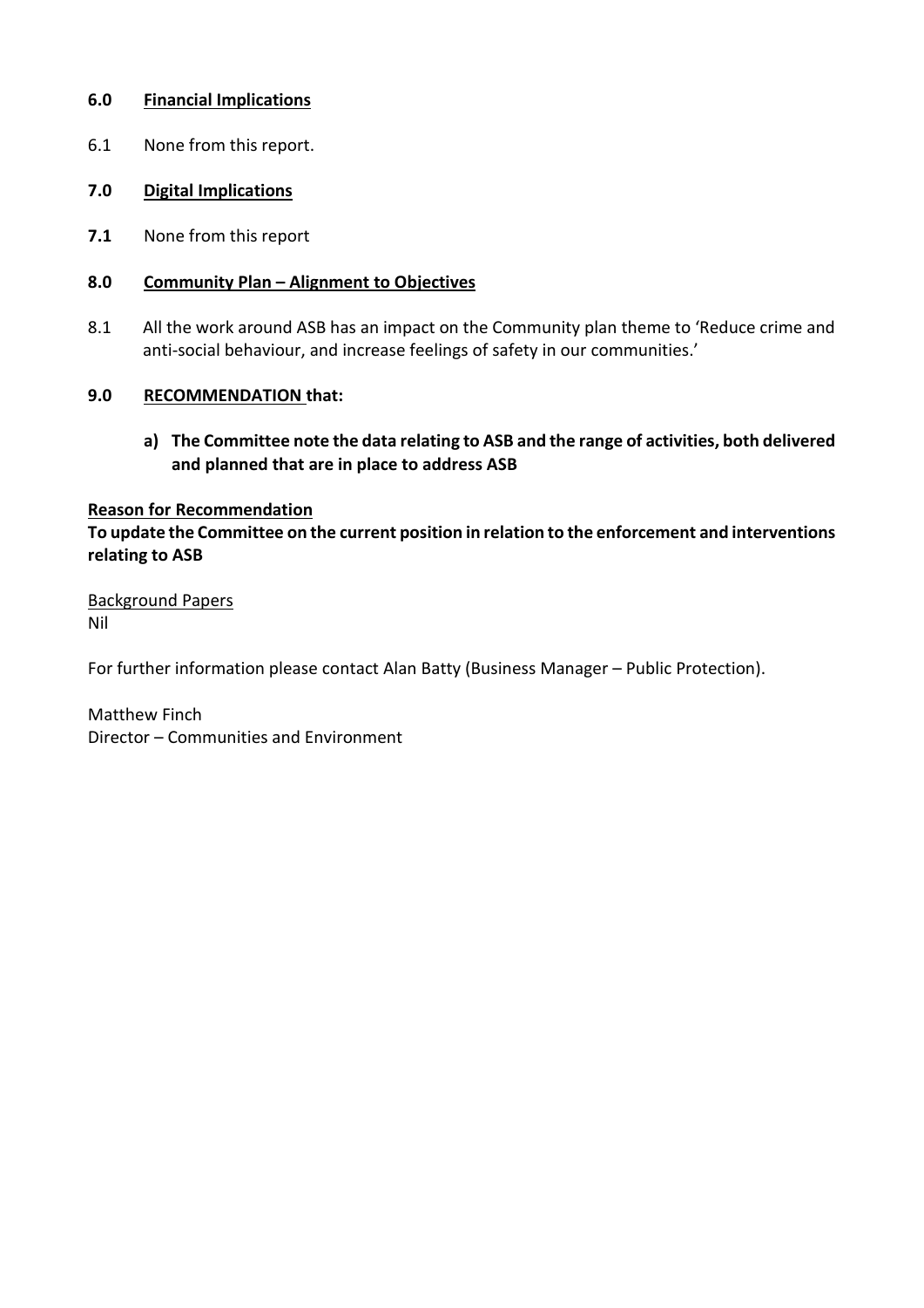## 6.0 Financial Implications

6.1 None from this report.

## 7.0 Digital Implications

**7.1** None from this report

## 8.0 Community Plan – Alignment to Objectives

8.1 All the work around ASB has an impact on the Community plan theme to 'Reduce crime and anti-social behaviour, and increase feelings of safety in our communities.'

## 9.0 RECOMMENDATION that:

**a) The Committee note the data relating to ASB and the range of activities, both delivered and planned that are in place to address ASB**

**Reason for Recommendation**

**To update the Committee on the current position in relation to the enforcement and interventions relating to ASB**

Background Papers
Nil

For further information please contact Alan Batty (Business Manager – Public Protection).

Matthew Finch
Director – Communities and Environment